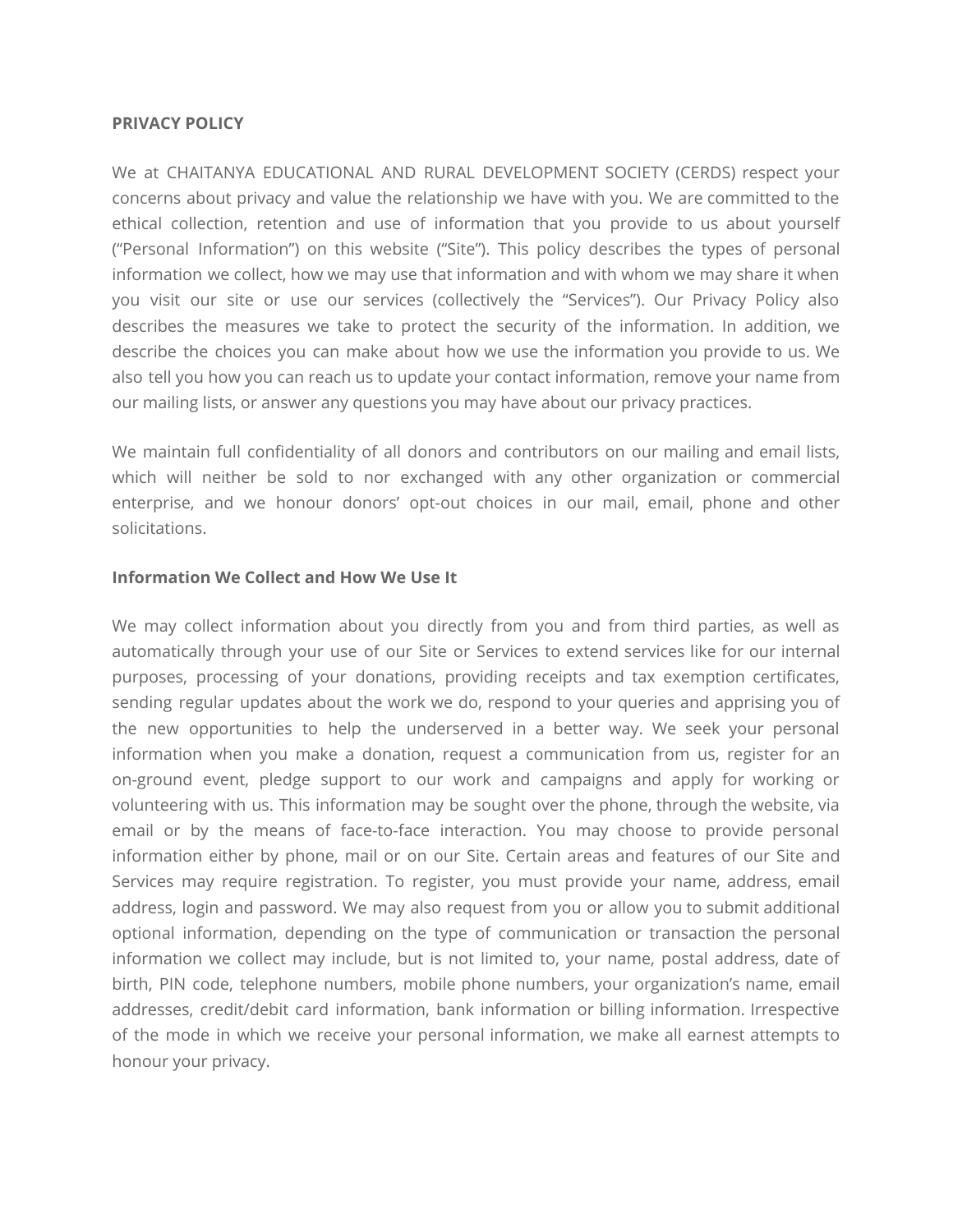**PRIVACY POLICY**

We at CHAITANYA EDUCATIONAL AND RURAL DEVELOPMENT SOCIETY (CERDS) respect your concerns about privacy and value the relationship we have with you. We are committed to the ethical collection, retention and use of information that you provide to us about yourself ("Personal Information") on this website ("Site"). This policy describes the types of personal information we collect, how we may use that information and with whom we may share it when you visit our site or use our services (collectively the "Services"). Our Privacy Policy also describes the measures we take to protect the security of the information. In addition, we describe the choices you can make about how we use the information you provide to us. We also tell you how you can reach us to update your contact information, remove your name from our mailing lists, or answer any questions you may have about our privacy practices.

We maintain full confidentiality of all donors and contributors on our mailing and email lists, which will neither be sold to nor exchanged with any other organization or commercial enterprise, and we honour donors' opt-out choices in our mail, email, phone and other solicitations.

**Information We Collect and How We Use It**

We may collect information about you directly from you and from third parties, as well as automatically through your use of our Site or Services to extend services like for our internal purposes, processing of your donations, providing receipts and tax exemption certificates, sending regular updates about the work we do, respond to your queries and apprising you of the new opportunities to help the underserved in a better way. We seek your personal information when you make a donation, request a communication from us, register for an on-ground event, pledge support to our work and campaigns and apply for working or volunteering with us. This information may be sought over the phone, through the website, via email or by the means of face-to-face interaction. You may choose to provide personal information either by phone, mail or on our Site. Certain areas and features of our Site and Services may require registration. To register, you must provide your name, address, email address, login and password. We may also request from you or allow you to submit additional optional information, depending on the type of communication or transaction the personal information we collect may include, but is not limited to, your name, postal address, date of birth, PIN code, telephone numbers, mobile phone numbers, your organization's name, email addresses, credit/debit card information, bank information or billing information. Irrespective of the mode in which we receive your personal information, we make all earnest attempts to honour your privacy.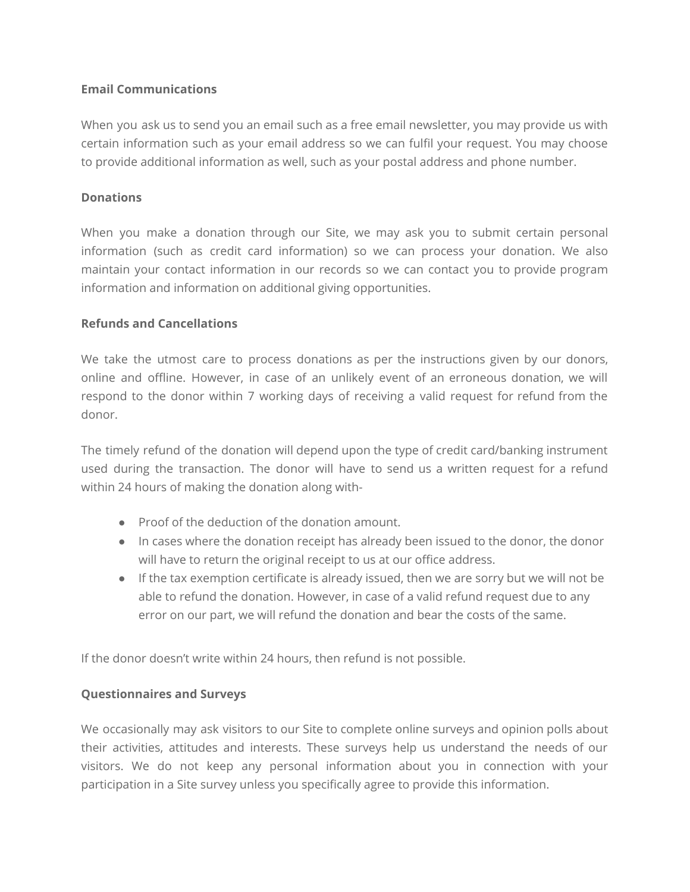**Email Communications**

When you ask us to send you an email such as a free email newsletter, you may provide us with certain information such as your email address so we can fulfil your request. You may choose to provide additional information as well, such as your postal address and phone number.

**Donations**

When you make a donation through our Site, we may ask you to submit certain personal information (such as credit card information) so we can process your donation. We also maintain your contact information in our records so we can contact you to provide program information and information on additional giving opportunities.

**Refunds and Cancellations**

We take the utmost care to process donations as per the instructions given by our donors, online and offline. However, in case of an unlikely event of an erroneous donation, we will respond to the donor within 7 working days of receiving a valid request for refund from the donor.

The timely refund of the donation will depend upon the type of credit card/banking instrument used during the transaction. The donor will have to send us a written request for a refund within 24 hours of making the donation along with-

- Proof of the deduction of the donation amount.
- In cases where the donation receipt has already been issued to the donor, the donor will have to return the original receipt to us at our office address.
- If the tax exemption certificate is already issued, then we are sorry but we will not be able to refund the donation. However, in case of a valid refund request due to any error on our part, we will refund the donation and bear the costs of the same.

If the donor doesn't write within 24 hours, then refund is not possible.

**Questionnaires and Surveys**

We occasionally may ask visitors to our Site to complete online surveys and opinion polls about their activities, attitudes and interests. These surveys help us understand the needs of our visitors. We do not keep any personal information about you in connection with your participation in a Site survey unless you specifically agree to provide this information.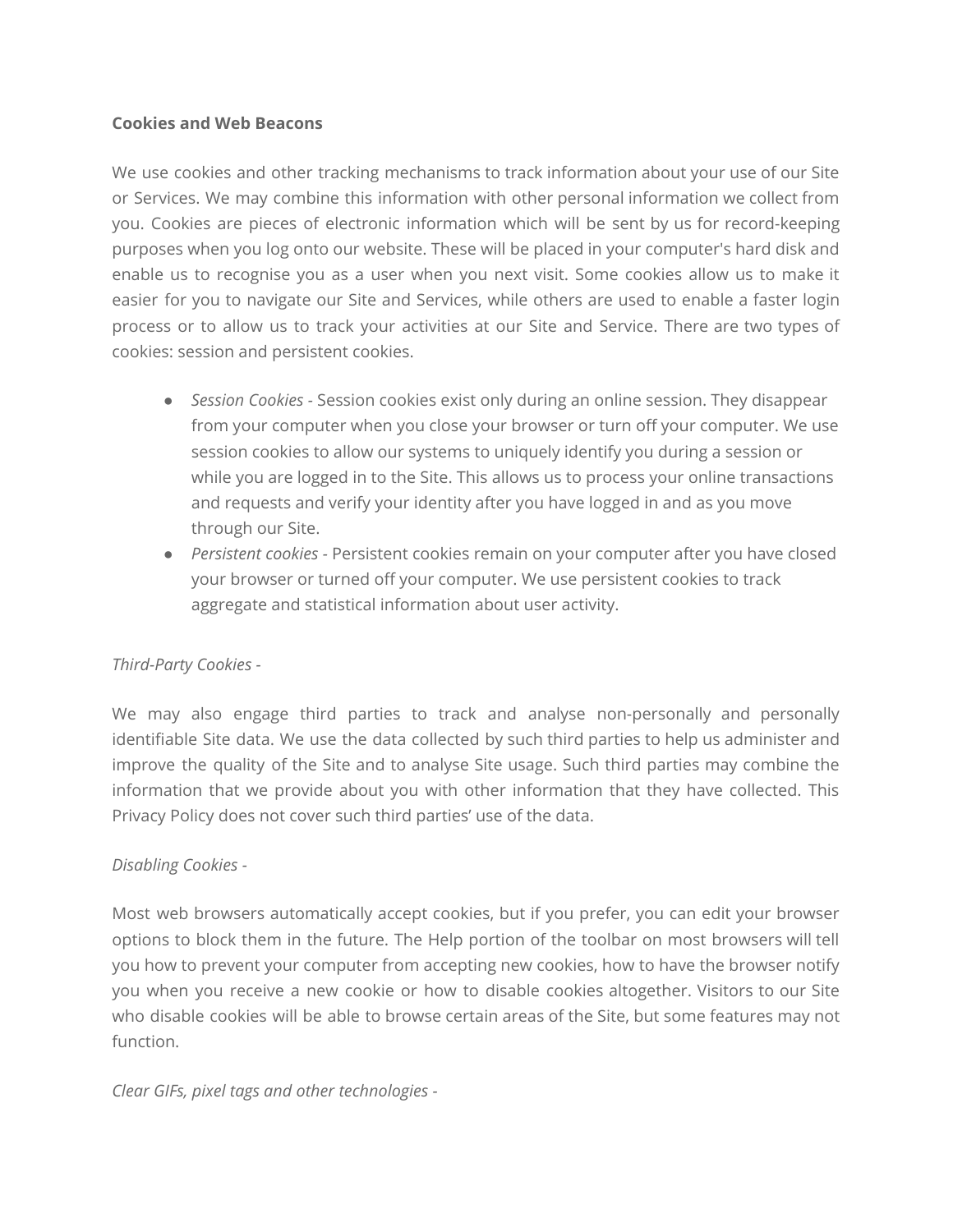**Cookies and Web Beacons**

We use cookies and other tracking mechanisms to track information about your use of our Site or Services. We may combine this information with other personal information we collect from you. Cookies are pieces of electronic information which will be sent by us for record-keeping purposes when you log onto our website. These will be placed in your computer's hard disk and enable us to recognise you as a user when you next visit. Some cookies allow us to make it easier for you to navigate our Site and Services, while others are used to enable a faster login process or to allow us to track your activities at our Site and Service. There are two types of cookies: session and persistent cookies.

- *Session Cookies* - Session cookies exist only during an online session. They disappear from your computer when you close your browser or turn off your computer. We use session cookies to allow our systems to uniquely identify you during a session or while you are logged in to the Site. This allows us to process your online transactions and requests and verify your identity after you have logged in and as you move through our Site.
- *Persistent cookies* - Persistent cookies remain on your computer after you have closed your browser or turned off your computer. We use persistent cookies to track aggregate and statistical information about user activity.

*Third-Party Cookies -*

We may also engage third parties to track and analyse non-personally and personally identifiable Site data. We use the data collected by such third parties to help us administer and improve the quality of the Site and to analyse Site usage. Such third parties may combine the information that we provide about you with other information that they have collected. This Privacy Policy does not cover such third parties' use of the data.

*Disabling Cookies -*

Most web browsers automatically accept cookies, but if you prefer, you can edit your browser options to block them in the future. The Help portion of the toolbar on most browsers will tell you how to prevent your computer from accepting new cookies, how to have the browser notify you when you receive a new cookie or how to disable cookies altogether. Visitors to our Site who disable cookies will be able to browse certain areas of the Site, but some features may not function.

*Clear GIFs, pixel tags and other technologies -*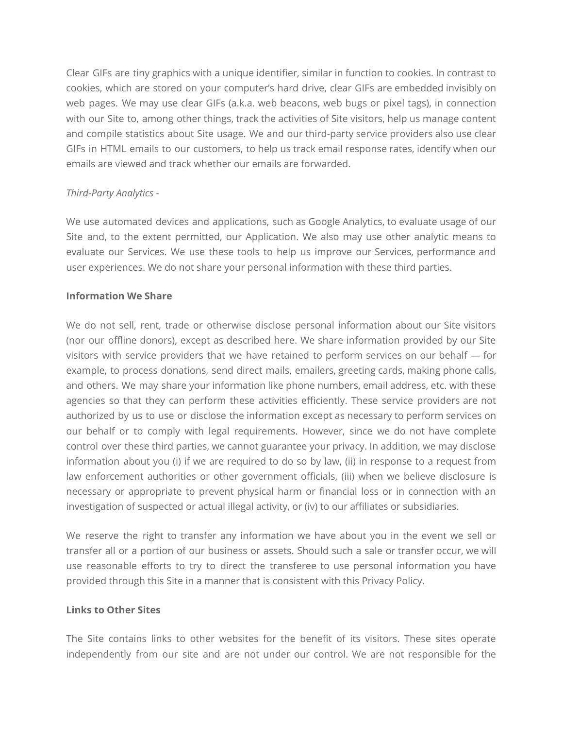Clear GIFs are tiny graphics with a unique identifier, similar in function to cookies. In contrast to cookies, which are stored on your computer's hard drive, clear GIFs are embedded invisibly on web pages. We may use clear GIFs (a.k.a. web beacons, web bugs or pixel tags), in connection with our Site to, among other things, track the activities of Site visitors, help us manage content and compile statistics about Site usage. We and our third-party service providers also use clear GIFs in HTML emails to our customers, to help us track email response rates, identify when our emails are viewed and track whether our emails are forwarded.

*Third-Party Analytics -*

We use automated devices and applications, such as Google Analytics, to evaluate usage of our Site and, to the extent permitted, our Application. We also may use other analytic means to evaluate our Services. We use these tools to help us improve our Services, performance and user experiences. We do not share your personal information with these third parties.

**Information We Share**

We do not sell, rent, trade or otherwise disclose personal information about our Site visitors (nor our offline donors), except as described here. We share information provided by our Site visitors with service providers that we have retained to perform services on our behalf — for example, to process donations, send direct mails, emailers, greeting cards, making phone calls, and others. We may share your information like phone numbers, email address, etc. with these agencies so that they can perform these activities efficiently. These service providers are not authorized by us to use or disclose the information except as necessary to perform services on our behalf or to comply with legal requirements. However, since we do not have complete control over these third parties, we cannot guarantee your privacy. In addition, we may disclose information about you (i) if we are required to do so by law, (ii) in response to a request from law enforcement authorities or other government officials, (iii) when we believe disclosure is necessary or appropriate to prevent physical harm or financial loss or in connection with an investigation of suspected or actual illegal activity, or (iv) to our affiliates or subsidiaries.

We reserve the right to transfer any information we have about you in the event we sell or transfer all or a portion of our business or assets. Should such a sale or transfer occur, we will use reasonable efforts to try to direct the transferee to use personal information you have provided through this Site in a manner that is consistent with this Privacy Policy.

**Links to Other Sites**

The Site contains links to other websites for the benefit of its visitors. These sites operate independently from our site and are not under our control. We are not responsible for the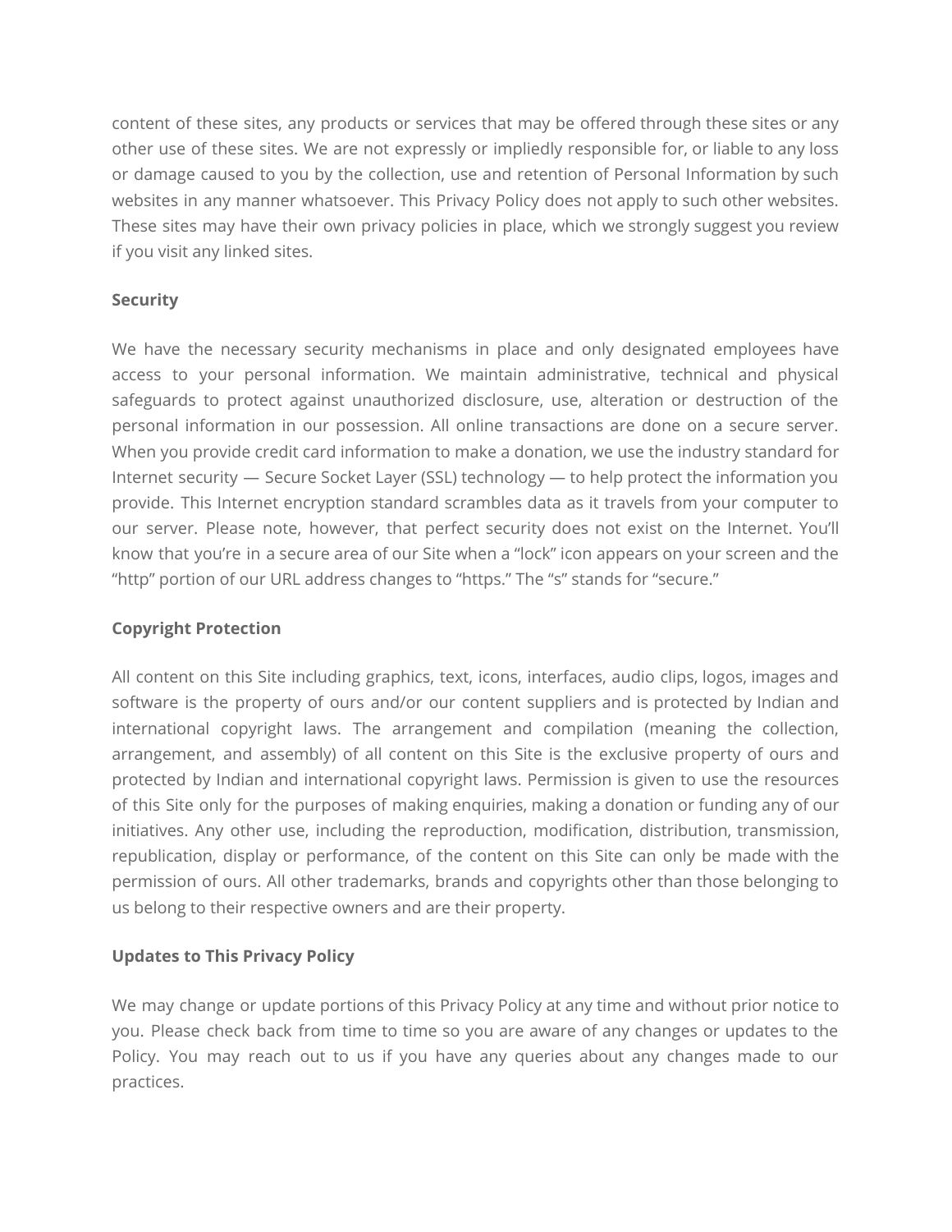content of these sites, any products or services that may be offered through these sites or any other use of these sites. We are not expressly or impliedly responsible for, or liable to any loss or damage caused to you by the collection, use and retention of Personal Information by such websites in any manner whatsoever. This Privacy Policy does not apply to such other websites. These sites may have their own privacy policies in place, which we strongly suggest you review if you visit any linked sites.

**Security**

We have the necessary security mechanisms in place and only designated employees have access to your personal information. We maintain administrative, technical and physical safeguards to protect against unauthorized disclosure, use, alteration or destruction of the personal information in our possession. All online transactions are done on a secure server. When you provide credit card information to make a donation, we use the industry standard for Internet security — Secure Socket Layer (SSL) technology — to help protect the information you provide. This Internet encryption standard scrambles data as it travels from your computer to our server. Please note, however, that perfect security does not exist on the Internet. You'll know that you're in a secure area of our Site when a "lock" icon appears on your screen and the "http" portion of our URL address changes to "https." The "s" stands for "secure."

**Copyright Protection**

All content on this Site including graphics, text, icons, interfaces, audio clips, logos, images and software is the property of ours and/or our content suppliers and is protected by Indian and international copyright laws. The arrangement and compilation (meaning the collection, arrangement, and assembly) of all content on this Site is the exclusive property of ours and protected by Indian and international copyright laws. Permission is given to use the resources of this Site only for the purposes of making enquiries, making a donation or funding any of our initiatives. Any other use, including the reproduction, modification, distribution, transmission, republication, display or performance, of the content on this Site can only be made with the permission of ours. All other trademarks, brands and copyrights other than those belonging to us belong to their respective owners and are their property.

**Updates to This Privacy Policy**

We may change or update portions of this Privacy Policy at any time and without prior notice to you. Please check back from time to time so you are aware of any changes or updates to the Policy. You may reach out to us if you have any queries about any changes made to our practices.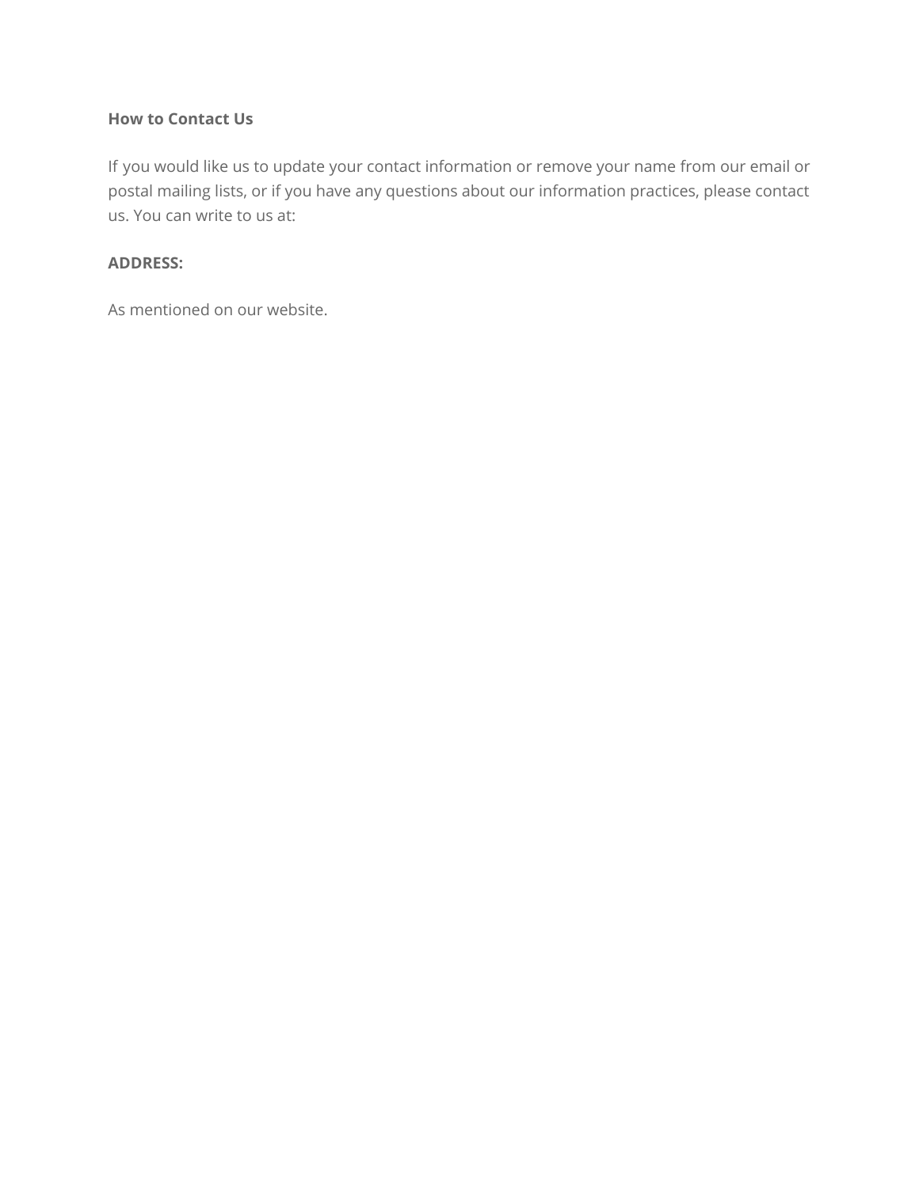**How to Contact Us**

If you would like us to update your contact information or remove your name from our email or postal mailing lists, or if you have any questions about our information practices, please contact us. You can write to us at:

**ADDRESS:**

As mentioned on our website.